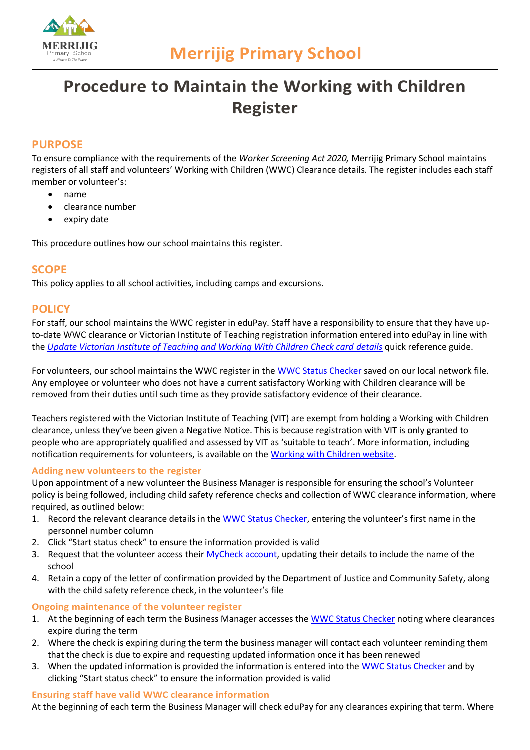Merrijig Primary School

# Procedure to Maintain the Working with Children Register

## PURPOSE

To ensure compliance with the requirements of the *Worker Screening Act 2020,* Merrijig Primary School maintains registers of all staff and volunteers' Working with Children (WWC) Clearance details. The register includes each staff member or volunteer's:

- name
- clearance number
- expiry date

This procedure outlines how our school maintains this register.

## SCOPE

This policy applies to all school activities, including camps and excursions.

## POLICY

For staff, our school maintains the WWC register in eduPay. Staff have a responsibility to ensure that they have up-to-date WWC clearance or Victorian Institute of Teaching registration information entered into eduPay in line with the *Update Victorian Institute of Teaching and Working With Children Check card details* quick reference guide.

For volunteers, our school maintains the WWC register in the WWC Status Checker saved on our local network file. Any employee or volunteer who does not have a current satisfactory Working with Children clearance will be removed from their duties until such time as they provide satisfactory evidence of their clearance.

Teachers registered with the Victorian Institute of Teaching (VIT) are exempt from holding a Working with Children clearance, unless they've been given a Negative Notice. This is because registration with VIT is only granted to people who are appropriately qualified and assessed by VIT as 'suitable to teach'. More information, including notification requirements for volunteers, is available on the Working with Children website.

### Adding new volunteers to the register

Upon appointment of a new volunteer the Business Manager is responsible for ensuring the school's Volunteer policy is being followed, including child safety reference checks and collection of WWC clearance information, where required, as outlined below:

1. Record the relevant clearance details in the WWC Status Checker, entering the volunteer's first name in the personnel number column
2. Click "Start status check" to ensure the information provided is valid
3. Request that the volunteer access their MyCheck account, updating their details to include the name of the school
4. Retain a copy of the letter of confirmation provided by the Department of Justice and Community Safety, along with the child safety reference check, in the volunteer's file

### Ongoing maintenance of the volunteer register

1. At the beginning of each term the Business Manager accesses the WWC Status Checker noting where clearances expire during the term
2. Where the check is expiring during the term the business manager will contact each volunteer reminding them that the check is due to expire and requesting updated information once it has been renewed
3. When the updated information is provided the information is entered into the WWC Status Checker and by clicking "Start status check" to ensure the information provided is valid

### Ensuring staff have valid WWC clearance information

At the beginning of each term the Business Manager will check eduPay for any clearances expiring that term. Where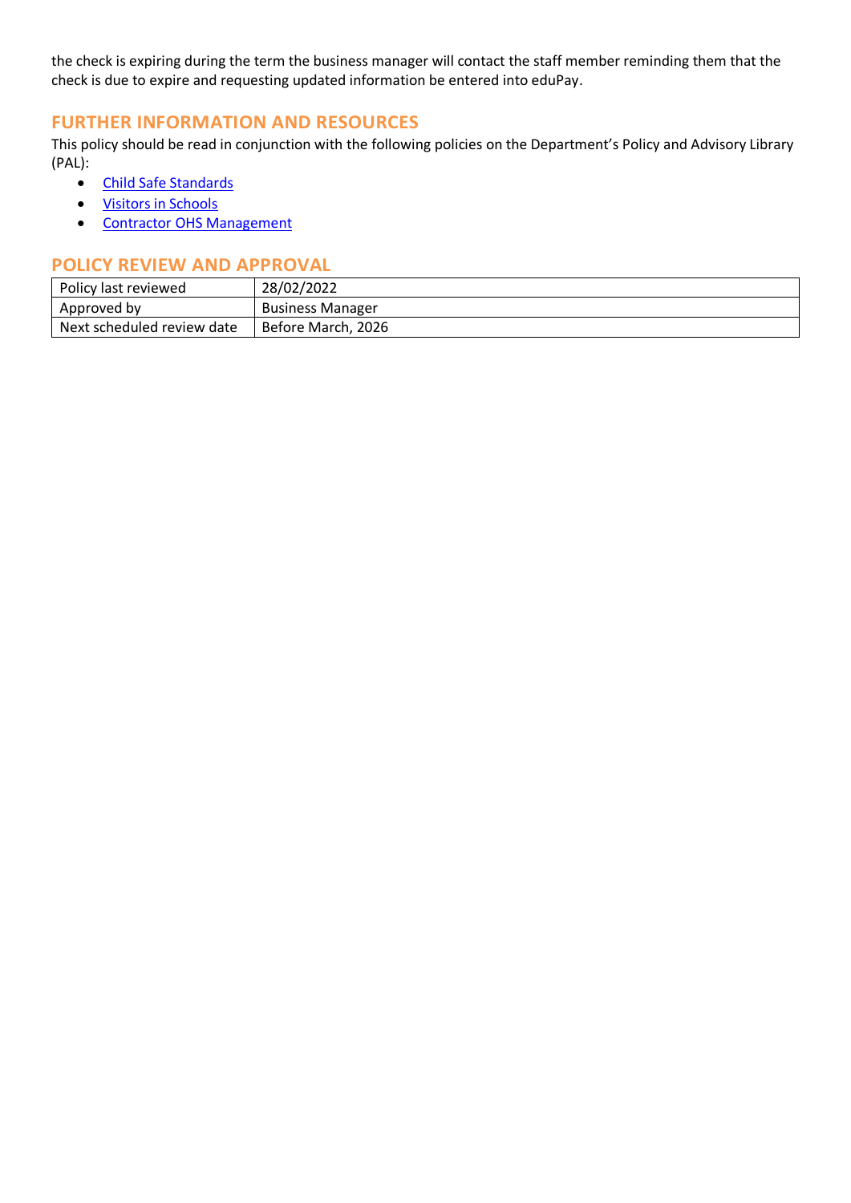the check is expiring during the term the business manager will contact the staff member reminding them that the check is due to expire and requesting updated information be entered into eduPay.

## FURTHER INFORMATION AND RESOURCES

This policy should be read in conjunction with the following policies on the Department's Policy and Advisory Library (PAL):

- Child Safe Standards
- Visitors in Schools
- Contractor OHS Management

## POLICY REVIEW AND APPROVAL

| | |
|---|---|
| Policy last reviewed | 28/02/2022 |
| Approved by | Business Manager |
| Next scheduled review date | Before March, 2026 |